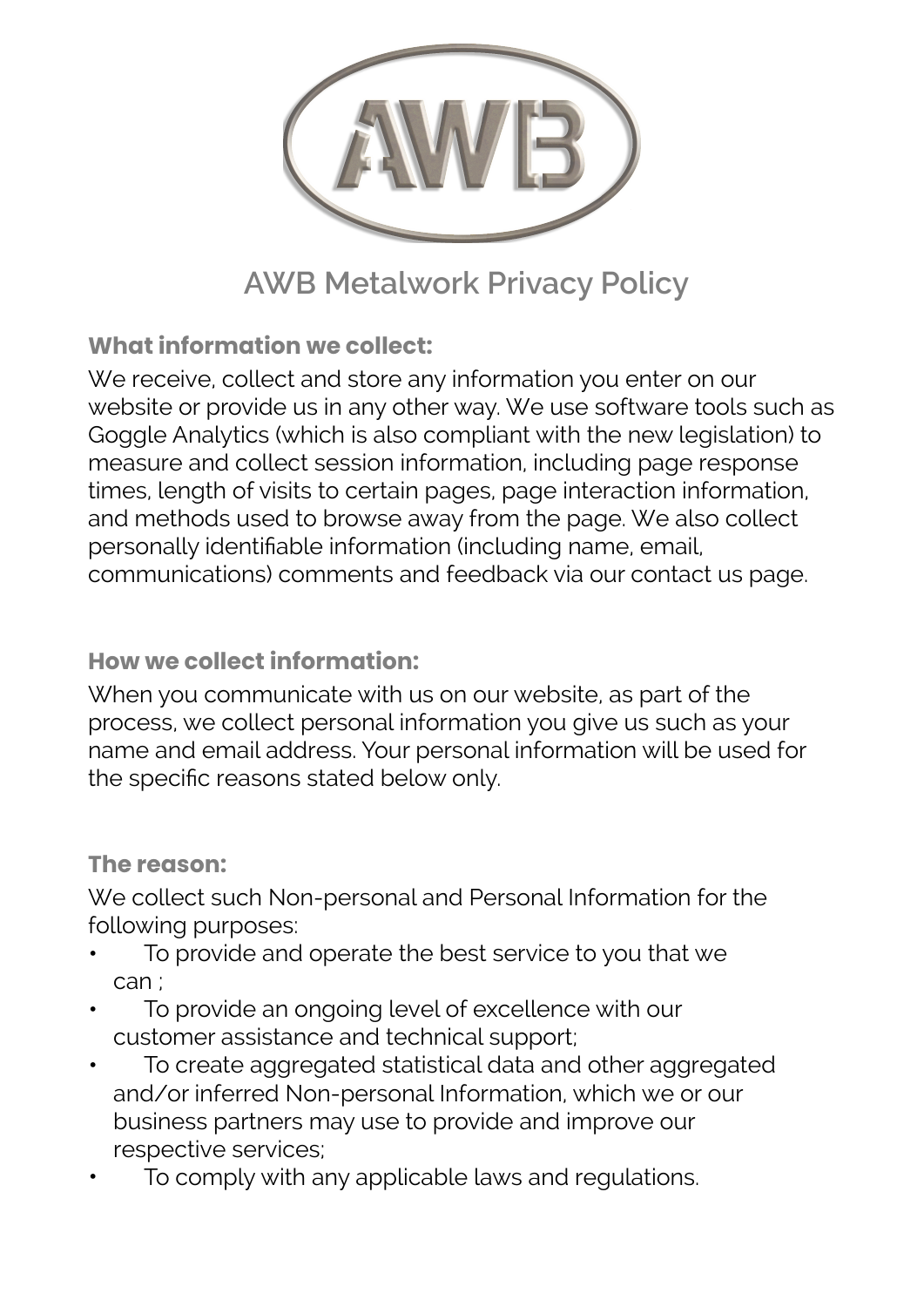# AWB Metalwork Privacy Policy

**What information we collect:**

We receive, collect and store any information you enter on our website or provide us in any other way. We use software tools such as Goggle Analytics (which is also compliant with the new legislation) to measure and collect session information, including page response times, length of visits to certain pages, page interaction information, and methods used to browse away from the page. We also collect personally identifiable information (including name, email, communications) comments and feedback via our contact us page.

**How we collect information:**

When you communicate with us on our website, as part of the process, we collect personal information you give us such as your name and email address. Your personal information will be used for the specific reasons stated below only.

**The reason:**

We collect such Non-personal and Personal Information for the following purposes:

- To provide and operate the best service to you that we can ;
- To provide an ongoing level of excellence with our customer assistance and technical support;
- To create aggregated statistical data and other aggregated and/or inferred Non-personal Information, which we or our business partners may use to provide and improve our respective services;
- To comply with any applicable laws and regulations.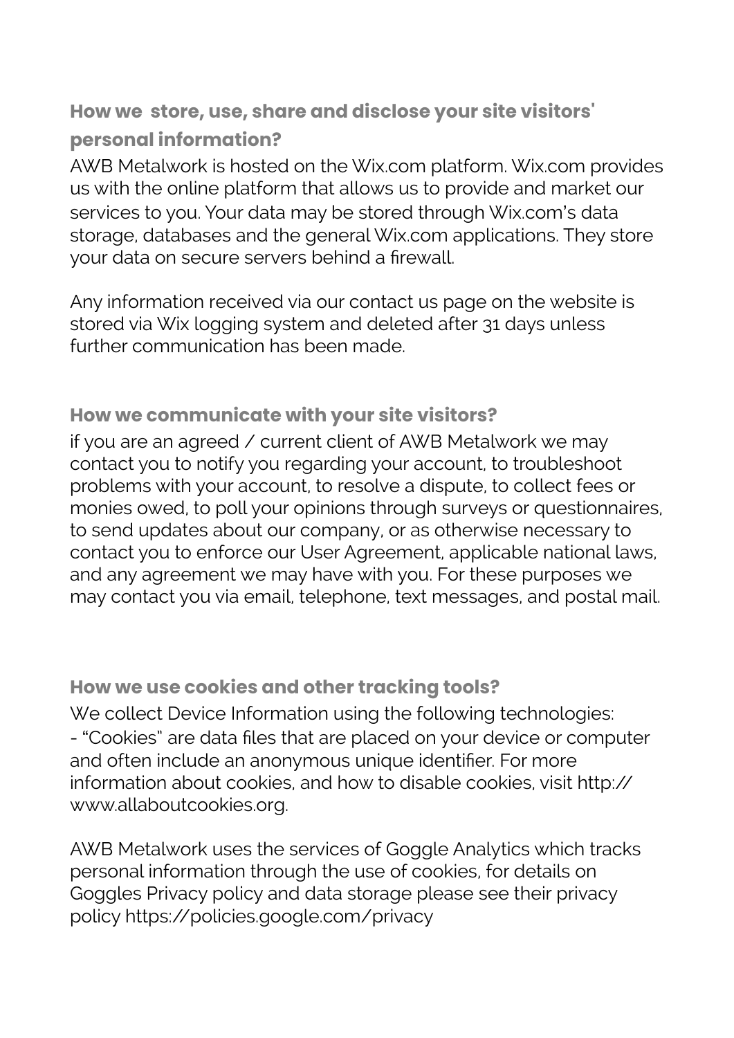### How we store, use, share and disclose your site visitors' personal information?

AWB Metalwork is hosted on the Wix.com platform. Wix.com provides us with the online platform that allows us to provide and market our services to you. Your data may be stored through Wix.com's data storage, databases and the general Wix.com applications. They store your data on secure servers behind a firewall.

Any information received via our contact us page on the website is stored via Wix logging system and deleted after 31 days unless further communication has been made.

### How we communicate with your site visitors?

if you are an agreed / current client of AWB Metalwork we may contact you to notify you regarding your account, to troubleshoot problems with your account, to resolve a dispute, to collect fees or monies owed, to poll your opinions through surveys or questionnaires, to send updates about our company, or as otherwise necessary to contact you to enforce our User Agreement, applicable national laws, and any agreement we may have with you. For these purposes we may contact you via email, telephone, text messages, and postal mail.

### How we use cookies and other tracking tools?

We collect Device Information using the following technologies:
- "Cookies" are data files that are placed on your device or computer and often include an anonymous unique identifier. For more information about cookies, and how to disable cookies, visit http://www.allaboutcookies.org.

AWB Metalwork uses the services of Goggle Analytics which tracks personal information through the use of cookies, for details on Goggles Privacy policy and data storage please see their privacy policy https://policies.google.com/privacy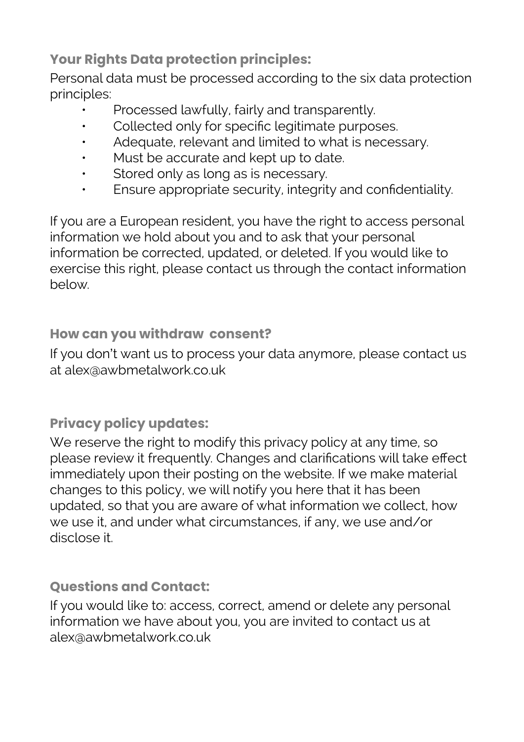### Your Rights Data protection principles:

Personal data must be processed according to the six data protection principles:

- Processed lawfully, fairly and transparently.
- Collected only for specific legitimate purposes.
- Adequate, relevant and limited to what is necessary.
- Must be accurate and kept up to date.
- Stored only as long as is necessary.
- Ensure appropriate security, integrity and confidentiality.

If you are a European resident, you have the right to access personal information we hold about you and to ask that your personal information be corrected, updated, or deleted. If you would like to exercise this right, please contact us through the contact information below.

### How can you withdraw consent?

If you don't want us to process your data anymore, please contact us at alex@awbmetalwork.co.uk

### Privacy policy updates:

We reserve the right to modify this privacy policy at any time, so please review it frequently. Changes and clarifications will take effect immediately upon their posting on the website. If we make material changes to this policy, we will notify you here that it has been updated, so that you are aware of what information we collect, how we use it, and under what circumstances, if any, we use and/or disclose it.

### Questions and Contact:

If you would like to: access, correct, amend or delete any personal information we have about you, you are invited to contact us at alex@awbmetalwork.co.uk